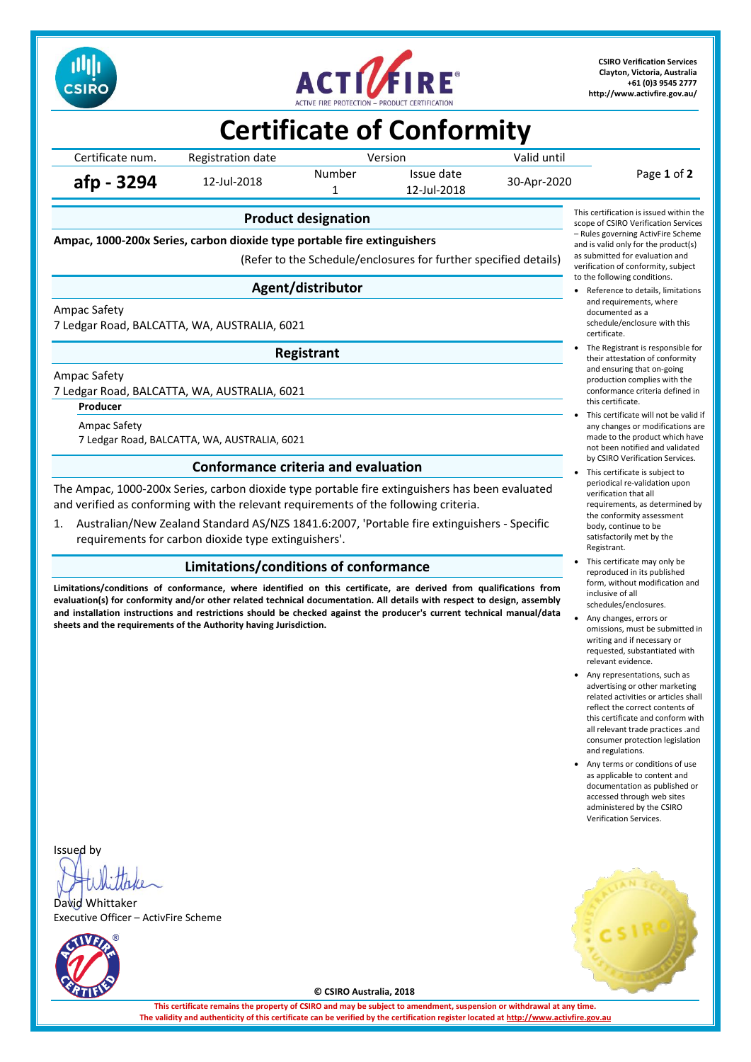**CSIRO Verification Services**
**Clayton, Victoria, Australia**
**+61 (0)3 9545 2777**
**http://www.activfire.gov.au/**

# Certificate of Conformity

| Certificate num. | Registration date | Version | | Valid until |
|---|---|---|---|---|
| | | Number | Issue date | |
| **afp - 3294** | 12-Jul-2018 | 1 | 12-Jul-2018 | 30-Apr-2020 |

## Product designation

**Ampac, 1000-200x Series, carbon dioxide type portable fire extinguishers**

(Refer to the Schedule/enclosures for further specified details)

## Agent/distributor

Ampac Safety
7 Ledgar Road, BALCATTA, WA, AUSTRALIA, 6021

## Registrant

Ampac Safety
7 Ledgar Road, BALCATTA, WA, AUSTRALIA, 6021

**Producer**

Ampac Safety
7 Ledgar Road, BALCATTA, WA, AUSTRALIA, 6021

## Conformance criteria and evaluation

The Ampac, 1000-200x Series, carbon dioxide type portable fire extinguishers has been evaluated and verified as conforming with the relevant requirements of the following criteria.

1. Australian/New Zealand Standard AS/NZS 1841.6:2007, 'Portable fire extinguishers - Specific requirements for carbon dioxide type extinguishers'.

## Limitations/conditions of conformance

**Limitations/conditions of conformance, where identified on this certificate, are derived from qualifications from evaluation(s) for conformity and/or other related technical documentation. All details with respect to design, assembly and installation instructions and restrictions should be checked against the producer's current technical manual/data sheets and the requirements of the Authority having Jurisdiction.**

This certification is issued within the scope of CSIRO Verification Services – Rules governing ActivFire Scheme and is valid only for the product(s) as submitted for evaluation and verification of conformity, subject to the following conditions.

- Reference to details, limitations and requirements, where documented as a schedule/enclosure with this certificate.
- The Registrant is responsible for their attestation of conformity and ensuring that on-going production complies with the conformance criteria defined in this certificate.
- This certificate will not be valid if any changes or modifications are made to the product which have not been notified and validated by CSIRO Verification Services.
- This certificate is subject to periodical re-validation upon verification that all requirements, as determined by the conformity assessment body, continue to be satisfactorily met by the Registrant.
- This certificate may only be reproduced in its published form, without modification and inclusive of all schedules/enclosures.
- Any changes, errors or omissions, must be submitted in writing and if necessary or requested, substantiated with relevant evidence.
- Any representations, such as advertising or other marketing related activities or articles shall reflect the correct contents of this certificate and conform with all relevant trade practices .and consumer protection legislation and regulations.
- Any terms or conditions of use as applicable to content and documentation as published or accessed through web sites administered by the CSIRO Verification Services.

Issued by

David Whittaker
Executive Officer – ActivFire Scheme

**© CSIRO Australia, 2018**

**This certificate remains the property of CSIRO and may be subject to amendment, suspension or withdrawal at any time.**
**The validity and authenticity of this certificate can be verified by the certification register located at http://www.activfire.gov.au**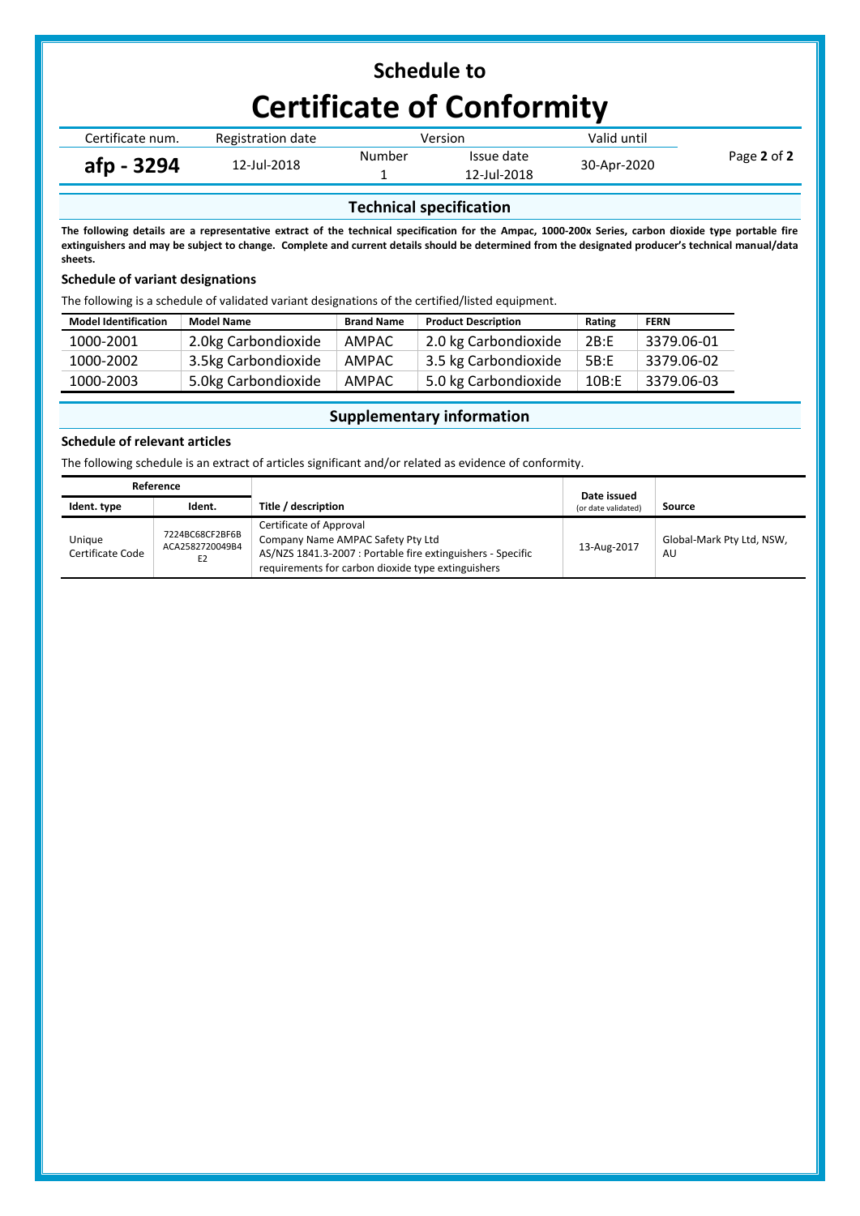# Schedule to
# Certificate of Conformity

| Certificate num. | Registration date | Version | | Valid until |
|---|---|---|---|---|
| | | Number | Issue date | |
| **afp - 3294** | 12-Jul-2018 | 1 | 12-Jul-2018 | 30-Apr-2020 |

## Technical specification

**The following details are a representative extract of the technical specification for the Ampac, 1000-200x Series, carbon dioxide type portable fire extinguishers and may be subject to change. Complete and current details should be determined from the designated producer's technical manual/data sheets.**

### Schedule of variant designations

The following is a schedule of validated variant designations of the certified/listed equipment.

| Model Identification | Model Name | Brand Name | Product Description | Rating | FERN |
|---|---|---|---|---|---|
| 1000-2001 | 2.0kg Carbondioxide | AMPAC | 2.0 kg Carbondioxide | 2B:E | 3379.06-01 |
| 1000-2002 | 3.5kg Carbondioxide | AMPAC | 3.5 kg Carbondioxide | 5B:E | 3379.06-02 |
| 1000-2003 | 5.0kg Carbondioxide | AMPAC | 5.0 kg Carbondioxide | 10B:E | 3379.06-03 |

## Supplementary information

### Schedule of relevant articles

The following schedule is an extract of articles significant and/or related as evidence of conformity.

| Reference | | | | |
|---|---|---|---|---|
| Ident. type | Ident. | Title / description | Date issued (or date validated) | Source |
| Unique Certificate Code | 7224BC68CF2BF6BACA2582720049B4E2 | Certificate of Approval<br>Company Name AMPAC Safety Pty Ltd<br>AS/NZS 1841.3-2007 : Portable fire extinguishers - Specific requirements for carbon dioxide type extinguishers | 13-Aug-2017 | Global-Mark Pty Ltd, NSW, AU |